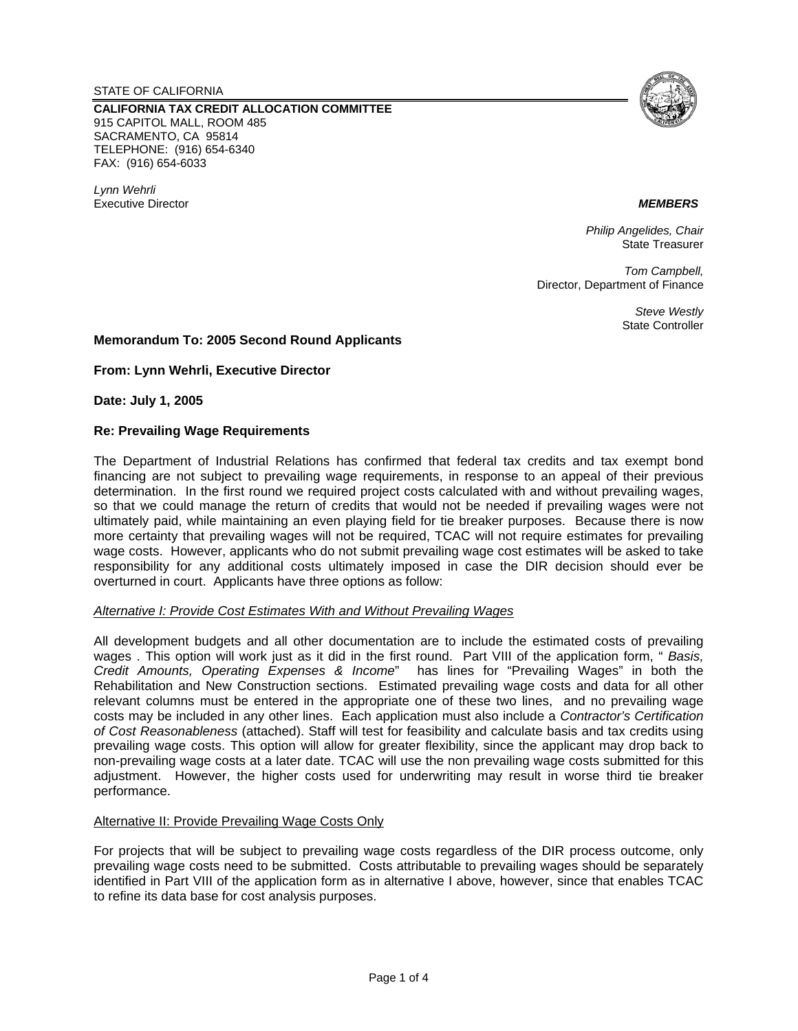STATE OF CALIFORNIA

**CALIFORNIA TAX CREDIT ALLOCATION COMMITTEE**
915 CAPITOL MALL, ROOM 485
SACRAMENTO, CA 95814
TELEPHONE: (916) 654-6340
FAX: (916) 654-6033

*Lynn Wehrli*
Executive Director

***MEMBERS***

*Philip Angelides, Chair*
State Treasurer

*Tom Campbell,*
Director, Department of Finance

*Steve Westly*
State Controller

**Memorandum To: 2005 Second Round Applicants**

**From: Lynn Wehrli, Executive Director**

**Date: July 1, 2005**

**Re: Prevailing Wage Requirements**

The Department of Industrial Relations has confirmed that federal tax credits and tax exempt bond financing are not subject to prevailing wage requirements, in response to an appeal of their previous determination. In the first round we required project costs calculated with and without prevailing wages, so that we could manage the return of credits that would not be needed if prevailing wages were not ultimately paid, while maintaining an even playing field for tie breaker purposes. Because there is now more certainty that prevailing wages will not be required, TCAC will not require estimates for prevailing wage costs. However, applicants who do not submit prevailing wage cost estimates will be asked to take responsibility for any additional costs ultimately imposed in case the DIR decision should ever be overturned in court. Applicants have three options as follow:

*Alternative I: Provide Cost Estimates With and Without Prevailing Wages*

All development budgets and all other documentation are to include the estimated costs of prevailing wages . This option will work just as it did in the first round. Part VIII of the application form, " *Basis, Credit Amounts, Operating Expenses & Income*" has lines for "Prevailing Wages" in both the Rehabilitation and New Construction sections. Estimated prevailing wage costs and data for all other relevant columns must be entered in the appropriate one of these two lines, and no prevailing wage costs may be included in any other lines. Each application must also include a *Contractor's Certification of Cost Reasonableness* (attached). Staff will test for feasibility and calculate basis and tax credits using prevailing wage costs. This option will allow for greater flexibility, since the applicant may drop back to non-prevailing wage costs at a later date. TCAC will use the non prevailing wage costs submitted for this adjustment. However, the higher costs used for underwriting may result in worse third tie breaker performance.

Alternative II: Provide Prevailing Wage Costs Only

For projects that will be subject to prevailing wage costs regardless of the DIR process outcome, only prevailing wage costs need to be submitted. Costs attributable to prevailing wages should be separately identified in Part VIII of the application form as in alternative I above, however, since that enables TCAC to refine its data base for cost analysis purposes.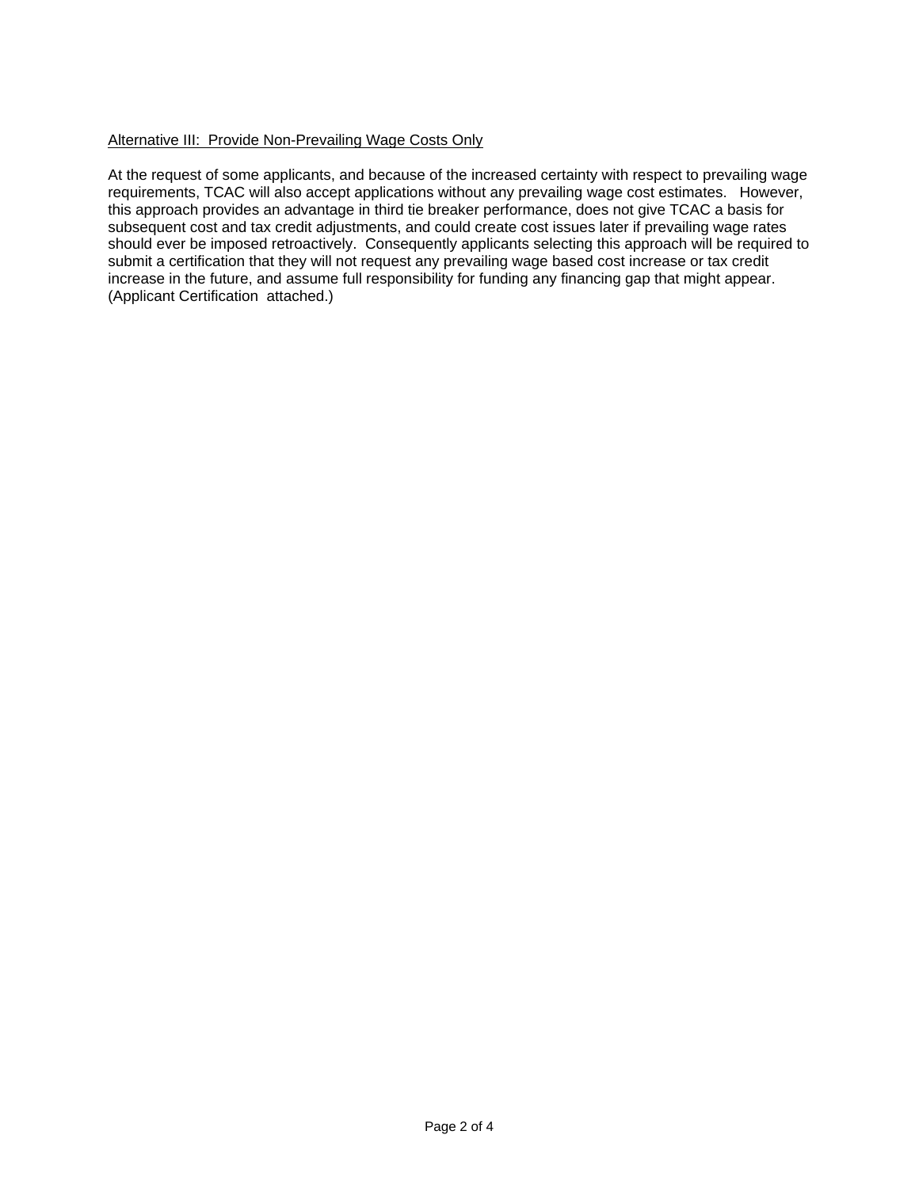<u>Alternative III: Provide Non-Prevailing Wage Costs Only</u>

At the request of some applicants, and because of the increased certainty with respect to prevailing wage requirements, TCAC will also accept applications without any prevailing wage cost estimates. However, this approach provides an advantage in third tie breaker performance, does not give TCAC a basis for subsequent cost and tax credit adjustments, and could create cost issues later if prevailing wage rates should ever be imposed retroactively. Consequently applicants selecting this approach will be required to submit a certification that they will not request any prevailing wage based cost increase or tax credit increase in the future, and assume full responsibility for funding any financing gap that might appear. (Applicant Certification attached.)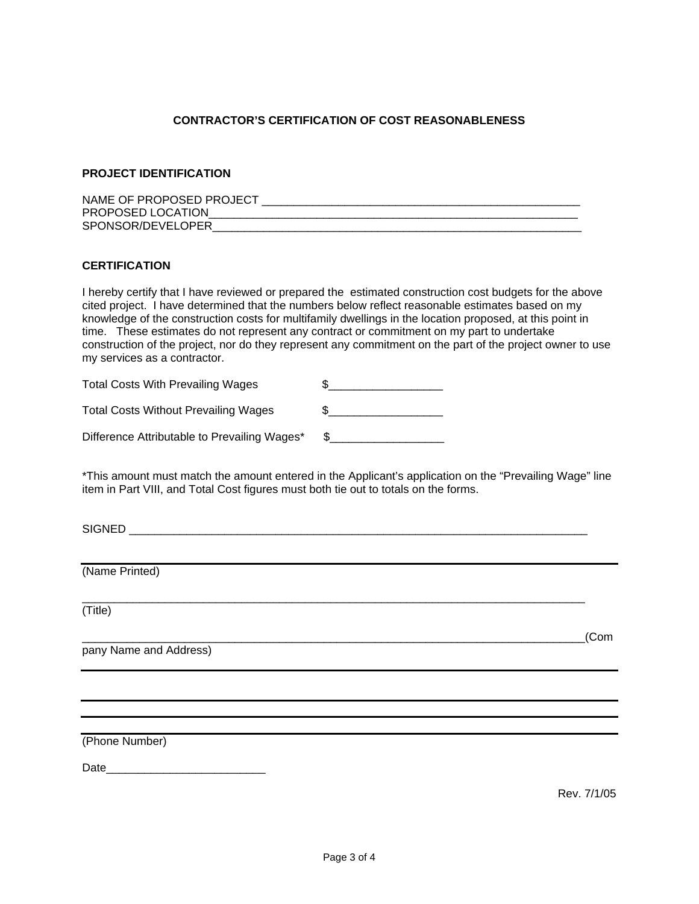## CONTRACTOR'S CERTIFICATION OF COST REASONABLENESS

### PROJECT IDENTIFICATION

NAME OF PROPOSED PROJECT ____________________________________________________
PROPOSED LOCATION____________________________________________________________
SPONSOR/DEVELOPER_____________________________________________________________

### CERTIFICATION

I hereby certify that I have reviewed or prepared the estimated construction cost budgets for the above cited project. I have determined that the numbers below reflect reasonable estimates based on my knowledge of the construction costs for multifamily dwellings in the location proposed, at this point in time. These estimates do not represent any contract or commitment on my part to undertake construction of the project, nor do they represent any commitment on the part of the project owner to use my services as a contractor.

Total Costs With Prevailing Wages $_________________

Total Costs Without Prevailing Wages $_________________

Difference Attributable to Prevailing Wages* $_________________

*This amount must match the amount entered in the Applicant's application on the "Prevailing Wage" line item in Part VIII, and Total Cost figures must both tie out to totals on the forms.

SIGNED __________________________________________________________________________

__________________________________________________________________________________
(Name Printed)

__________________________________________________________________________________
(Title)

__________________________________________________________________________________(Company Name and Address)

__________________________________________________________________________________

__________________________________________________________________________________

__________________________________________________________________________________
(Phone Number)

Date_________________________

Rev. 7/1/05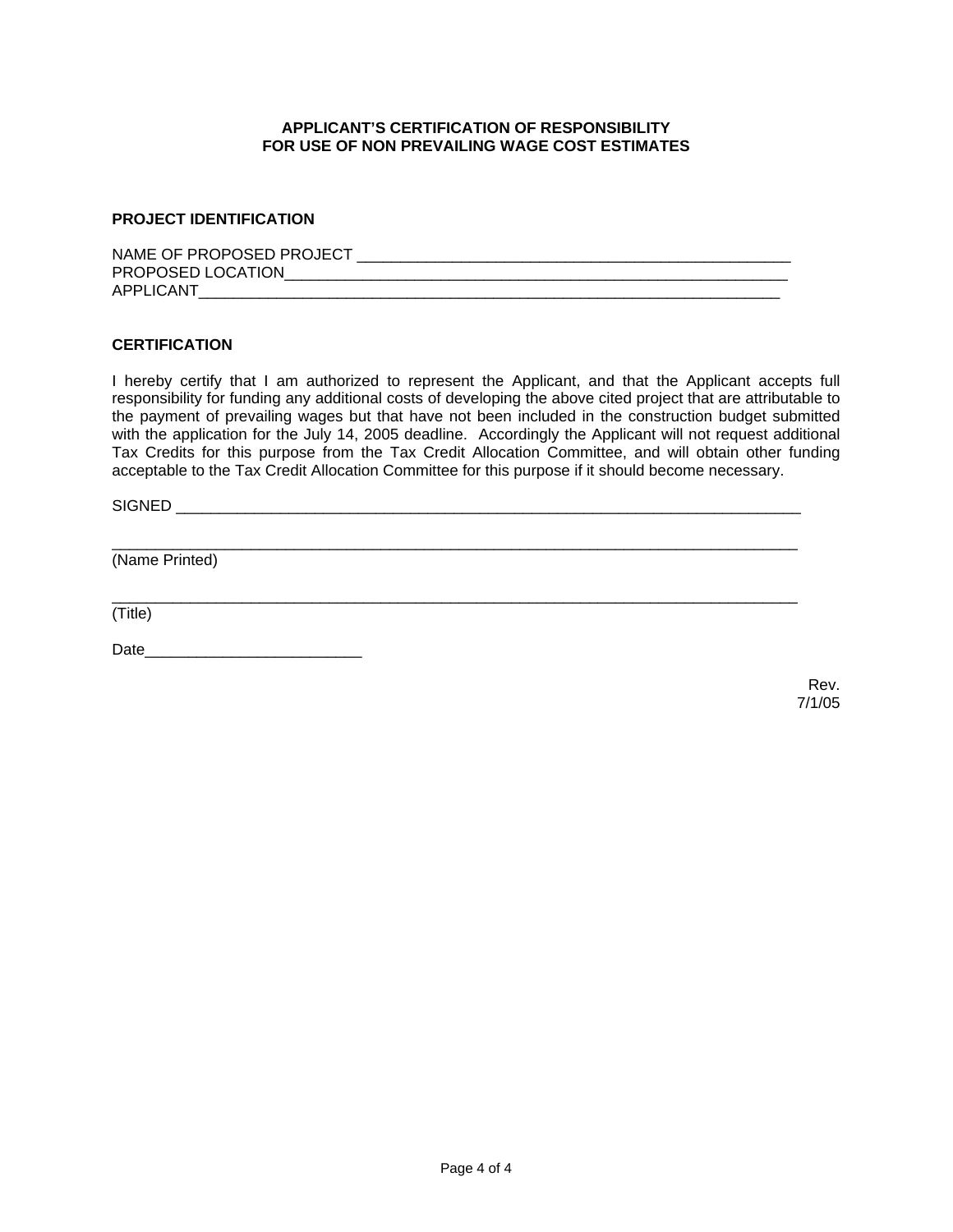# APPLICANT'S CERTIFICATION OF RESPONSIBILITY FOR USE OF NON PREVAILING WAGE COST ESTIMATES

## PROJECT IDENTIFICATION

NAME OF PROPOSED PROJECT ____________________________________________________

PROPOSED LOCATION____________________________________________________________

APPLICANT_________________________________________________________________

## CERTIFICATION

I hereby certify that I am authorized to represent the Applicant, and that the Applicant accepts full responsibility for funding any additional costs of developing the above cited project that are attributable to the payment of prevailing wages but that have not been included in the construction budget submitted with the application for the July 14, 2005 deadline. Accordingly the Applicant will not request additional Tax Credits for this purpose from the Tax Credit Allocation Committee, and will obtain other funding acceptable to the Tax Credit Allocation Committee for this purpose if it should become necessary.

SIGNED ________________________________________________________________________

_______________________________________________________________________________

(Name Printed)

_______________________________________________________________________________

(Title)

Date_________________________

Rev. 7/1/05